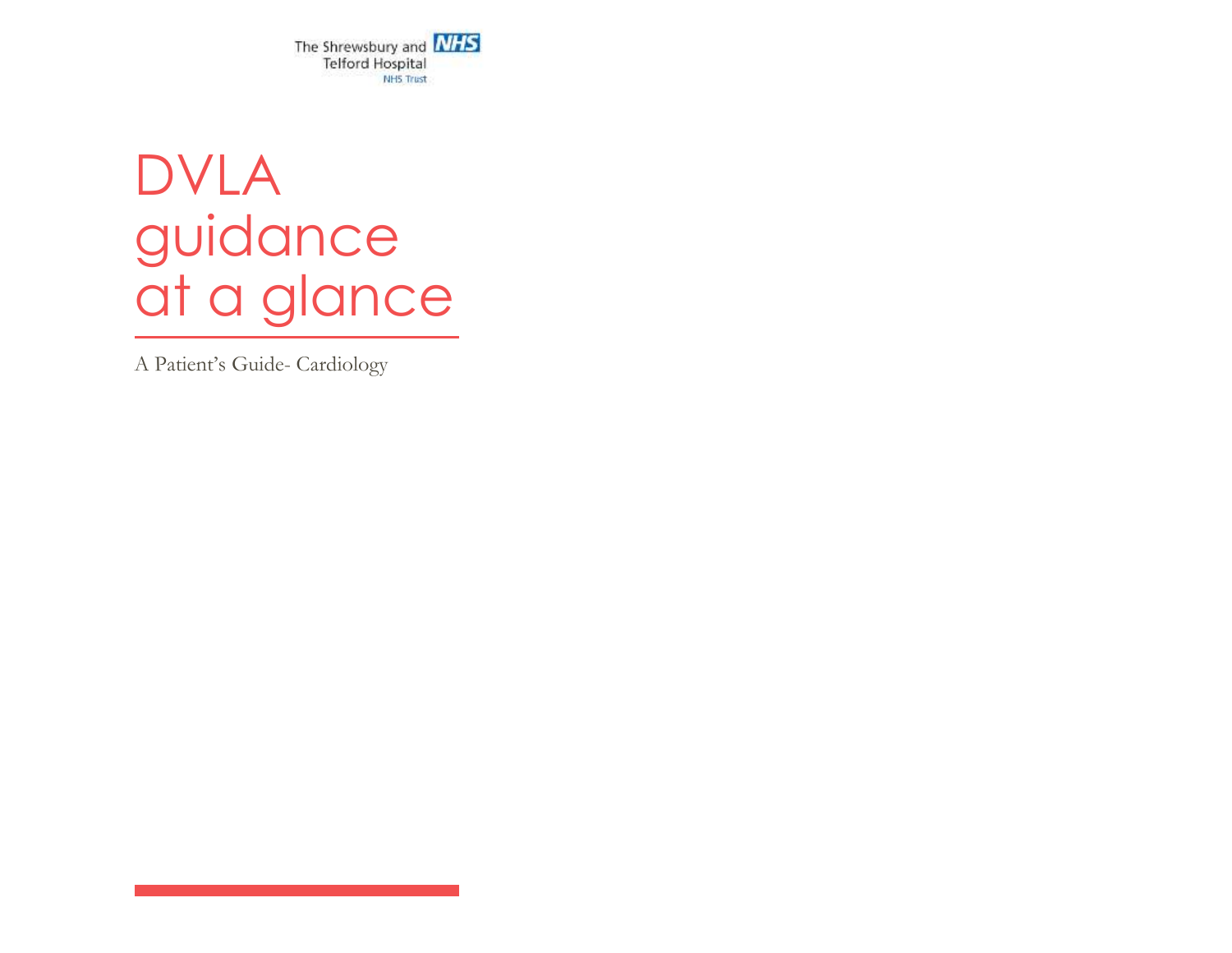The Shrewsbury and Telford Hospital NHS Trust

# DVLA guidance at a glance

A Patient's Guide- Cardiology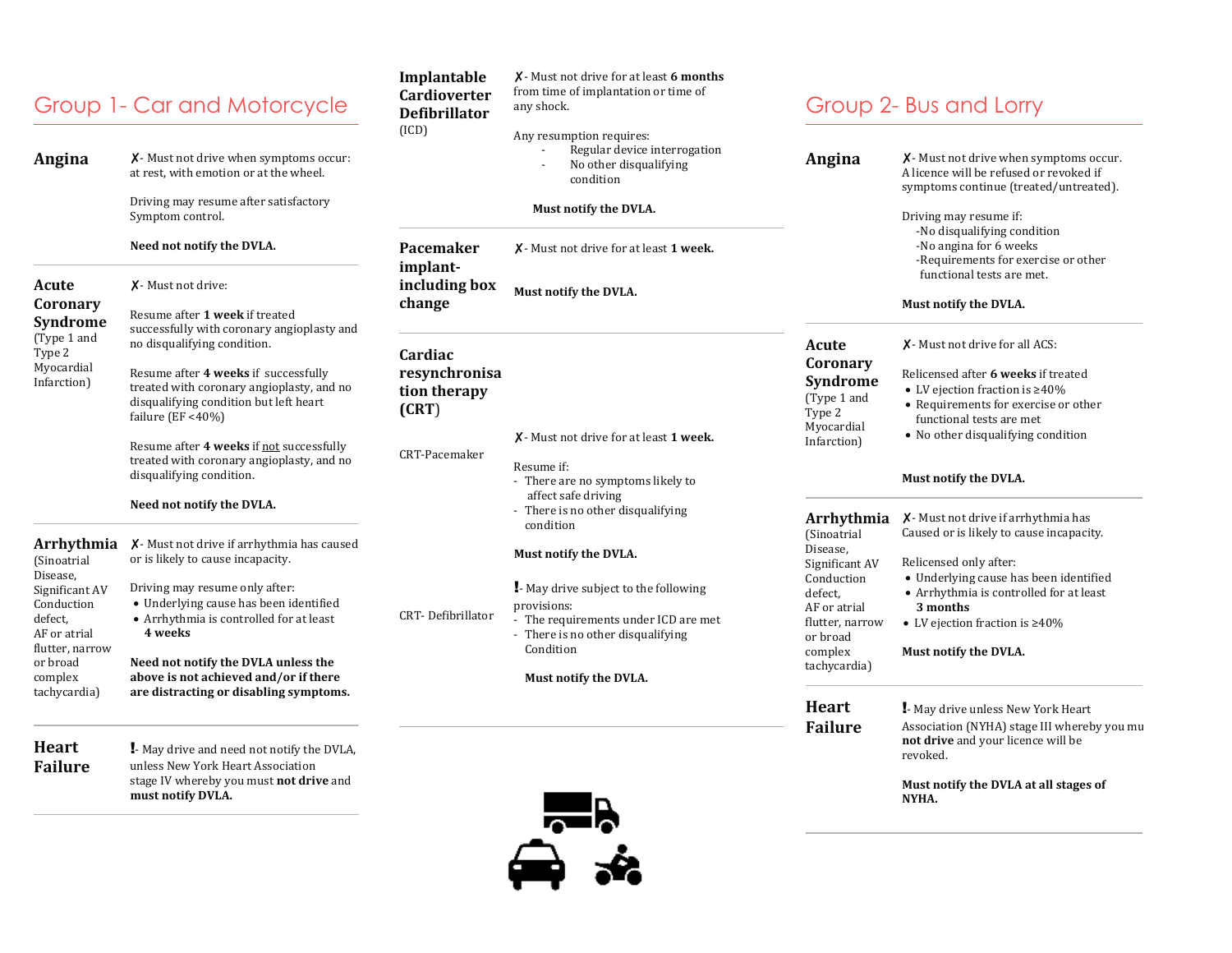## Group 1- Car and Motorcycle

### Angina

✗- Must not drive when symptoms occur: at rest, with emotion or at the wheel.

Driving may resume after satisfactory Symptom control.

**Need not notify the DVLA.**

### Acute Coronary Syndrome

(Type 1 and Type 2 Myocardial Infarction)

✗- Must not drive:

Resume after **1 week** if treated successfully with coronary angioplasty and no disqualifying condition.

Resume after **4 weeks** if successfully treated with coronary angioplasty, and no disqualifying condition but left heart failure (EF <40%)

Resume after **4 weeks** if not successfully treated with coronary angioplasty, and no disqualifying condition.

**Need not notify the DVLA.**

### Arrhythmia

(Sinoatrial Disease, Significant AV Conduction defect, AF or atrial flutter, narrow or broad complex tachycardia)

✗- Must not drive if arrhythmia has caused or is likely to cause incapacity.

Driving may resume only after:

- Underlying cause has been identified
- Arrhythmia is controlled for at least **4 weeks**

**Need not notify the DVLA unless the above is not achieved and/or if there are distracting or disabling symptoms.**

### Heart Failure

❗- May drive and need not notify the DVLA, unless New York Heart Association stage IV whereby you must **not drive** and **must notify DVLA.**

### Implantable Cardioverter Defibrillator

(ICD)

✗- Must not drive for at least **6 months** from time of implantation or time of any shock.

Any resumption requires:

- Regular device interrogation
- No other disqualifying condition

**Must notify the DVLA.**

### Pacemaker implant- including box change

✗- Must not drive for at least **1 week.**

**Must notify the DVLA.**

### Cardiac resynchronisation therapy (CRT)

**CRT-Pacemaker**

✗- Must not drive for at least **1 week.**

Resume if:

- There are no symptoms likely to affect safe driving
- There is no other disqualifying condition

**Must notify the DVLA.**

**CRT- Defibrillator**

❗- May drive subject to the following provisions:

- The requirements under ICD are met
- There is no other disqualifying Condition

**Must notify the DVLA.**

## Group 2- Bus and Lorry

### Angina

✗- Must not drive when symptoms occur. A licence will be refused or revoked if symptoms continue (treated/untreated).

Driving may resume if:

- No disqualifying condition
- No angina for 6 weeks
- Requirements for exercise or other functional tests are met.

**Must notify the DVLA.**

### Acute Coronary Syndrome

(Type 1 and Type 2 Myocardial Infarction)

✗- Must not drive for all ACS:

Relicensed after **6 weeks** if treated

- LV ejection fraction is ≥40%
- Requirements for exercise or other functional tests are met
- No other disqualifying condition

**Must notify the DVLA.**

### Arrhythmia

(Sinoatrial Disease, Significant AV Conduction defect, AF or atrial flutter, narrow or broad complex tachycardia)

✗- Must not drive if arrhythmia has Caused or is likely to cause incapacity.

Relicensed only after:

- Underlying cause has been identified
- Arrhythmia is controlled for at least **3 months**
- LV ejection fraction is ≥40%

**Must notify the DVLA.**

### Heart Failure

❗- May drive unless New York Heart Association (NYHA) stage III whereby you mu **not drive** and your licence will be revoked.

**Must notify the DVLA at all stages of NYHA.**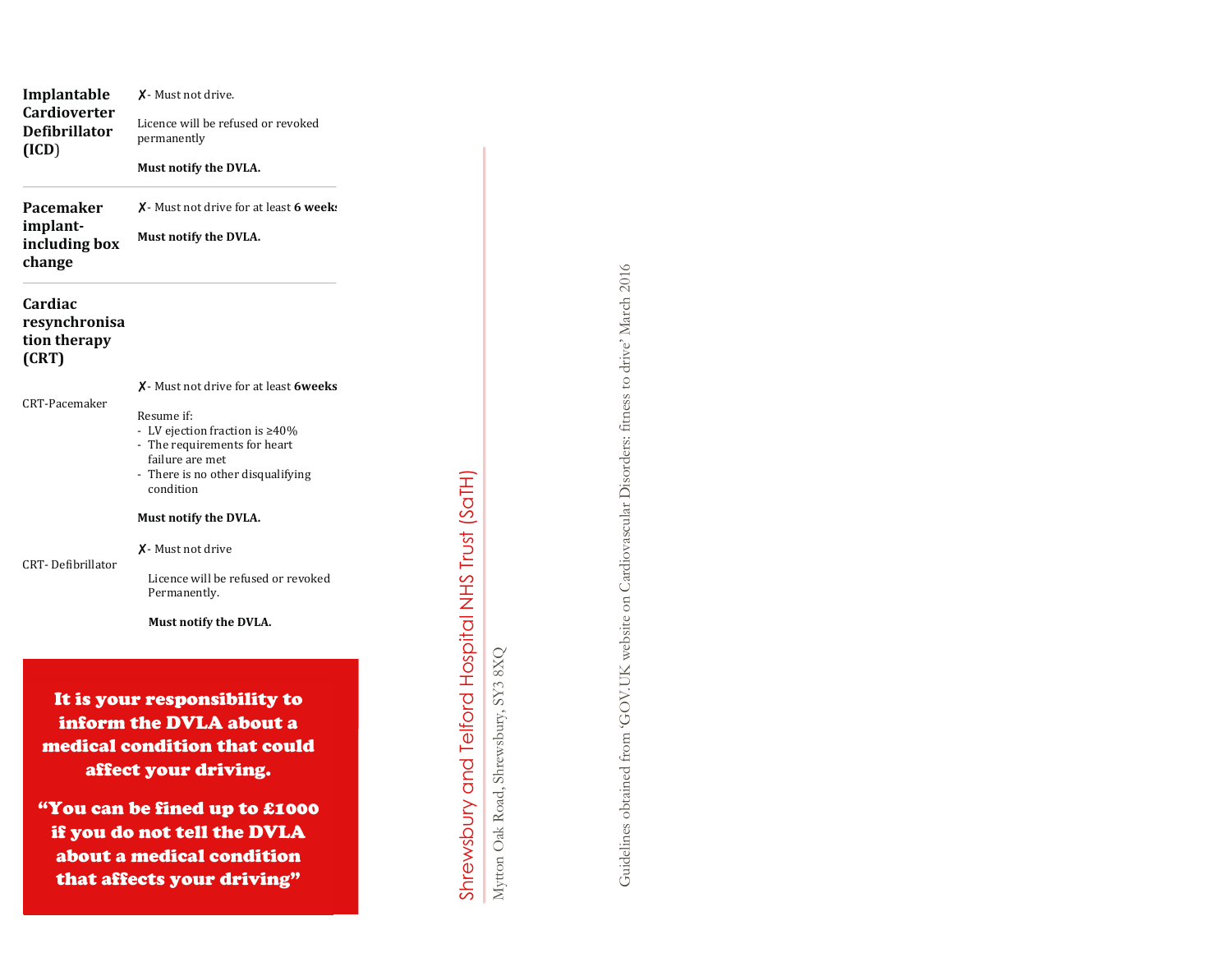| | |
|---|---|
| **Implantable Cardioverter Defibrillator (ICD)** | ✗- Must not drive.<br><br>Licence will be refused or revoked permanently<br><br>**Must notify the DVLA.** |
| **Pacemaker implant- including box change** | ✗- Must not drive for at least **6 weeks**<br><br>**Must notify the DVLA.** |
| **Cardiac resynchronisation therapy (CRT)** | |
| CRT-Pacemaker | ✗- Must not drive for at least **6weeks**<br><br>Resume if:<br>- LV ejection fraction is ≥40%<br>- The requirements for heart failure are met<br>- There is no other disqualifying condition<br><br>**Must notify the DVLA.** |
| CRT- Defibrillator | ✗- Must not drive<br><br>Licence will be refused or revoked Permanently.<br><br>**Must notify the DVLA.** |

**It is your responsibility to inform the DVLA about a medical condition that could affect your driving.**

**"You can be fined up to £1000 if you do not tell the DVLA about a medical condition that affects your driving"**

Shrewsbury and Telford Hospital NHS Trust (SaTH)

Mytton Oak Road, Shrewsbury, SY3 8XQ

Guidelines obtained from 'GOV.UK website on Cardiovascular Disorders: fitness to drive' March 2016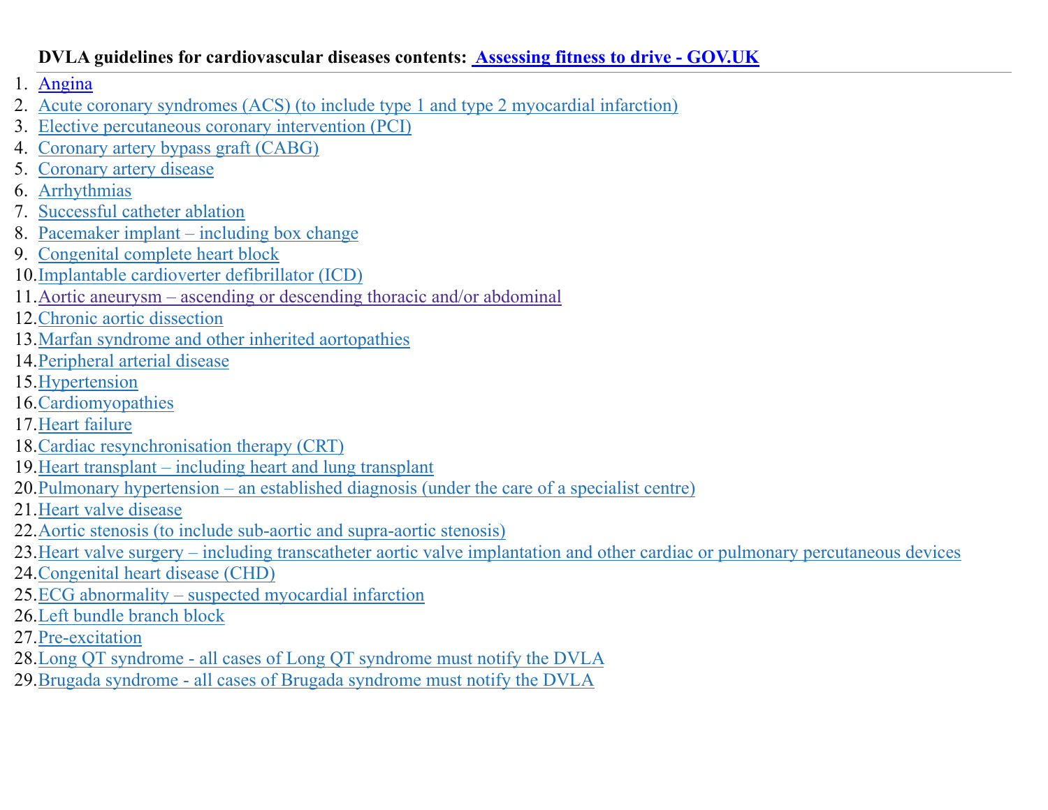**DVLA guidelines for cardiovascular diseases contents: Assessing fitness to drive - GOV.UK**

1. Angina
2. Acute coronary syndromes (ACS) (to include type 1 and type 2 myocardial infarction)
3. Elective percutaneous coronary intervention (PCI)
4. Coronary artery bypass graft (CABG)
5. Coronary artery disease
6. Arrhythmias
7. Successful catheter ablation
8. Pacemaker implant – including box change
9. Congenital complete heart block
10. Implantable cardioverter defibrillator (ICD)
11. Aortic aneurysm – ascending or descending thoracic and/or abdominal
12. Chronic aortic dissection
13. Marfan syndrome and other inherited aortopathies
14. Peripheral arterial disease
15. Hypertension
16. Cardiomyopathies
17. Heart failure
18. Cardiac resynchronisation therapy (CRT)
19. Heart transplant – including heart and lung transplant
20. Pulmonary hypertension – an established diagnosis (under the care of a specialist centre)
21. Heart valve disease
22. Aortic stenosis (to include sub-aortic and supra-aortic stenosis)
23. Heart valve surgery – including transcatheter aortic valve implantation and other cardiac or pulmonary percutaneous devices
24. Congenital heart disease (CHD)
25. ECG abnormality – suspected myocardial infarction
26. Left bundle branch block
27. Pre-excitation
28. Long QT syndrome - all cases of Long QT syndrome must notify the DVLA
29. Brugada syndrome - all cases of Brugada syndrome must notify the DVLA